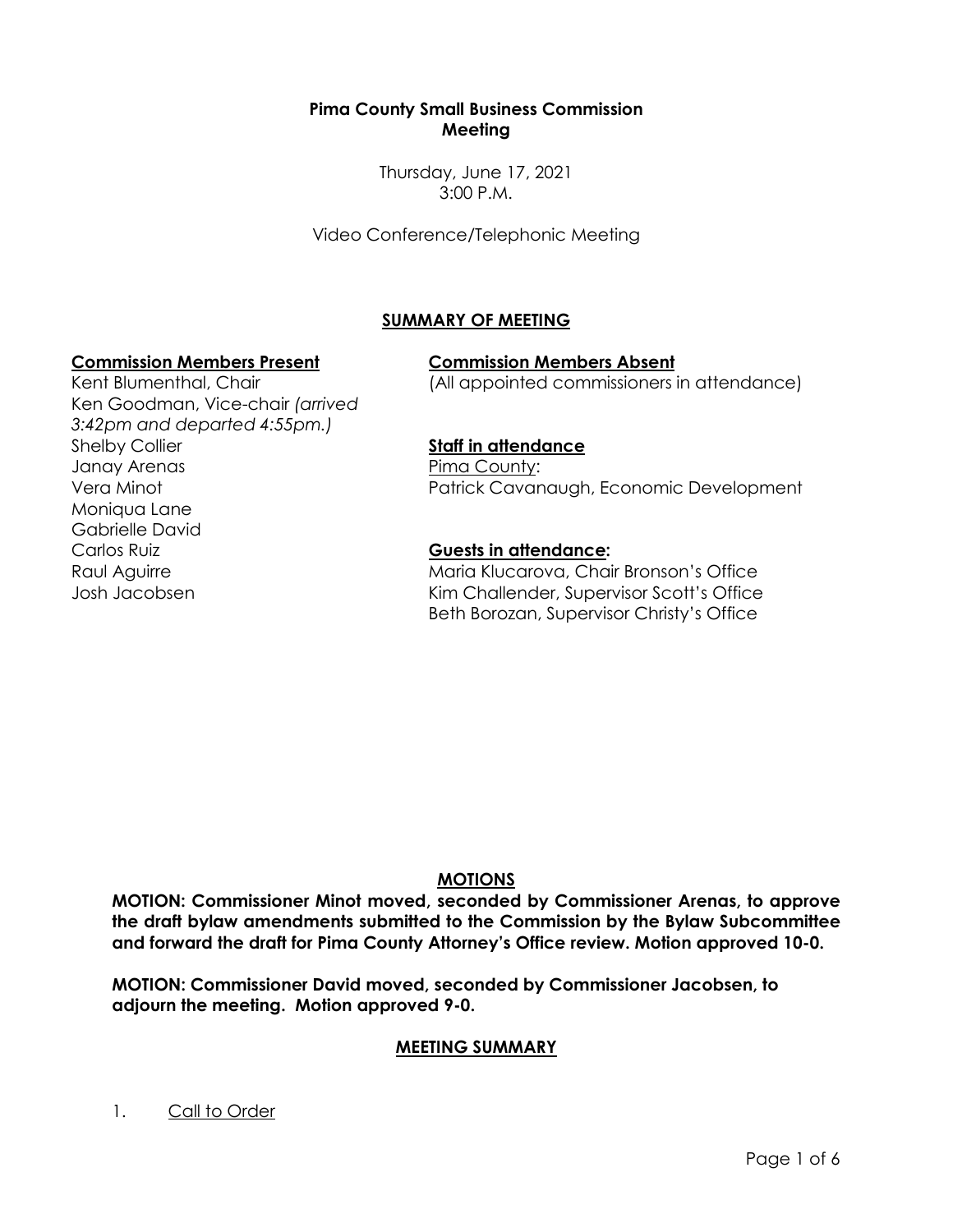**Pima County Small Business Commission**
**Meeting**

Thursday, June 17, 2021
3:00 P.M.

Video Conference/Telephonic Meeting

## SUMMARY OF MEETING

**Commission Members Present**

Kent Blumenthal, Chair
Ken Goodman, Vice-chair *(arrived 3:42pm and departed 4:55pm.)*
Shelby Collier
Janay Arenas
Vera Minot
Moniqua Lane
Gabrielle David
Carlos Ruiz
Raul Aguirre
Josh Jacobsen

**Commission Members Absent**

(All appointed commissioners in attendance)

**Staff in attendance**

Pima County:
Patrick Cavanaugh, Economic Development

**Guests in attendance:**

Maria Klucarova, Chair Bronson's Office
Kim Challender, Supervisor Scott's Office
Beth Borozan, Supervisor Christy's Office

## MOTIONS

**MOTION: Commissioner Minot moved, seconded by Commissioner Arenas, to approve the draft bylaw amendments submitted to the Commission by the Bylaw Subcommittee and forward the draft for Pima County Attorney's Office review. Motion approved 10-0.**

**MOTION: Commissioner David moved, seconded by Commissioner Jacobsen, to adjourn the meeting. Motion approved 9-0.**

## MEETING SUMMARY

1. Call to Order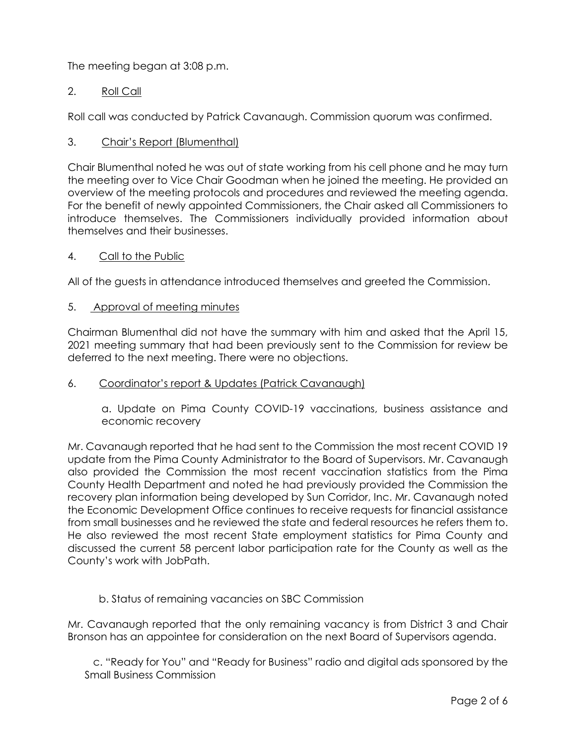The meeting began at 3:08 p.m.

2. Roll Call

Roll call was conducted by Patrick Cavanaugh. Commission quorum was confirmed.

3. Chair's Report (Blumenthal)

Chair Blumenthal noted he was out of state working from his cell phone and he may turn the meeting over to Vice Chair Goodman when he joined the meeting. He provided an overview of the meeting protocols and procedures and reviewed the meeting agenda. For the benefit of newly appointed Commissioners, the Chair asked all Commissioners to introduce themselves. The Commissioners individually provided information about themselves and their businesses.

4. Call to the Public

All of the guests in attendance introduced themselves and greeted the Commission.

5. Approval of meeting minutes

Chairman Blumenthal did not have the summary with him and asked that the April 15, 2021 meeting summary that had been previously sent to the Commission for review be deferred to the next meeting. There were no objections.

6. Coordinator's report & Updates (Patrick Cavanaugh)

a. Update on Pima County COVID-19 vaccinations, business assistance and economic recovery

Mr. Cavanaugh reported that he had sent to the Commission the most recent COVID 19 update from the Pima County Administrator to the Board of Supervisors. Mr. Cavanaugh also provided the Commission the most recent vaccination statistics from the Pima County Health Department and noted he had previously provided the Commission the recovery plan information being developed by Sun Corridor, Inc. Mr. Cavanaugh noted the Economic Development Office continues to receive requests for financial assistance from small businesses and he reviewed the state and federal resources he refers them to. He also reviewed the most recent State employment statistics for Pima County and discussed the current 58 percent labor participation rate for the County as well as the County's work with JobPath.

b. Status of remaining vacancies on SBC Commission

Mr. Cavanaugh reported that the only remaining vacancy is from District 3 and Chair Bronson has an appointee for consideration on the next Board of Supervisors agenda.

c. "Ready for You" and "Ready for Business" radio and digital ads sponsored by the Small Business Commission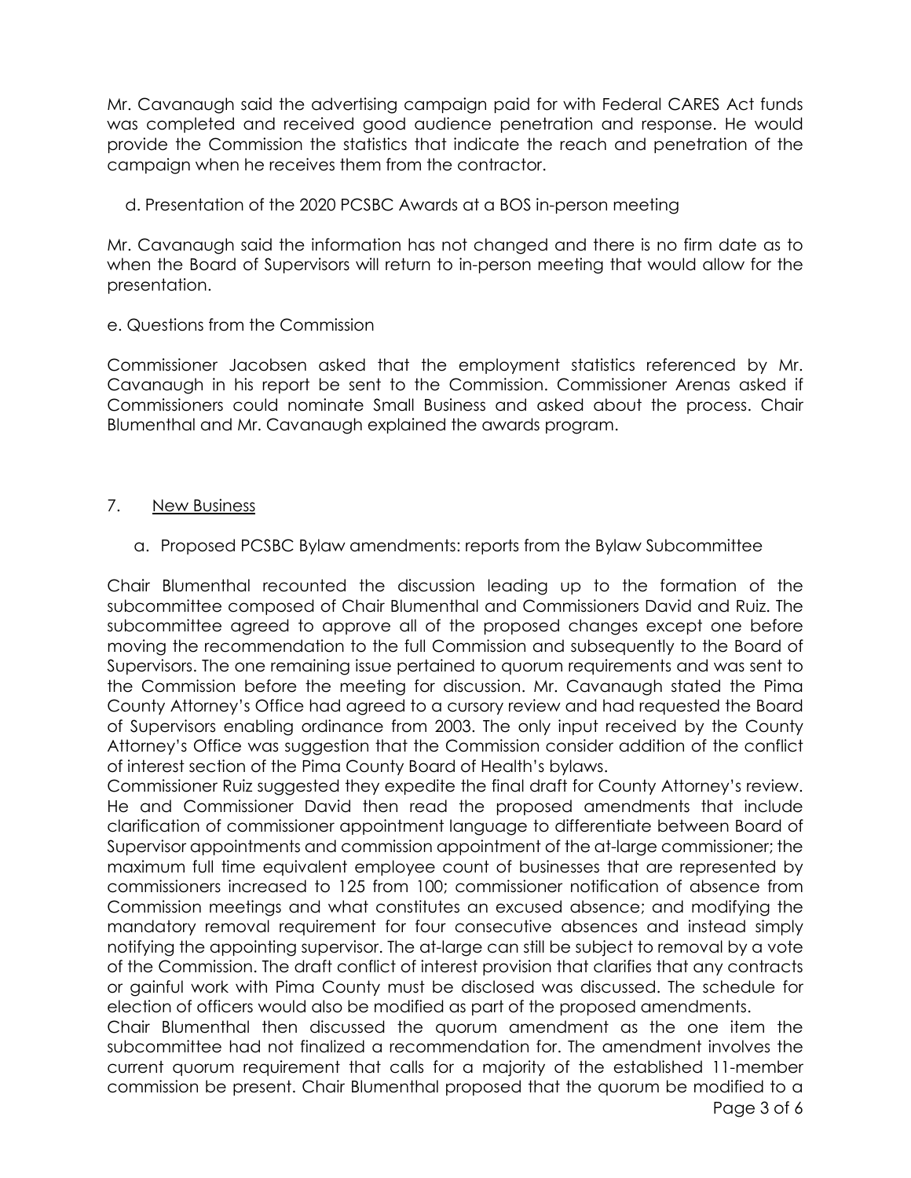Mr. Cavanaugh said the advertising campaign paid for with Federal CARES Act funds was completed and received good audience penetration and response. He would provide the Commission the statistics that indicate the reach and penetration of the campaign when he receives them from the contractor.

d. Presentation of the 2020 PCSBC Awards at a BOS in-person meeting

Mr. Cavanaugh said the information has not changed and there is no firm date as to when the Board of Supervisors will return to in-person meeting that would allow for the presentation.

e. Questions from the Commission

Commissioner Jacobsen asked that the employment statistics referenced by Mr. Cavanaugh in his report be sent to the Commission. Commissioner Arenas asked if Commissioners could nominate Small Business and asked about the process. Chair Blumenthal and Mr. Cavanaugh explained the awards program.

7. New Business

a. Proposed PCSBC Bylaw amendments: reports from the Bylaw Subcommittee

Chair Blumenthal recounted the discussion leading up to the formation of the subcommittee composed of Chair Blumenthal and Commissioners David and Ruiz. The subcommittee agreed to approve all of the proposed changes except one before moving the recommendation to the full Commission and subsequently to the Board of Supervisors. The one remaining issue pertained to quorum requirements and was sent to the Commission before the meeting for discussion. Mr. Cavanaugh stated the Pima County Attorney's Office had agreed to a cursory review and had requested the Board of Supervisors enabling ordinance from 2003. The only input received by the County Attorney's Office was suggestion that the Commission consider addition of the conflict of interest section of the Pima County Board of Health's bylaws.

Commissioner Ruiz suggested they expedite the final draft for County Attorney's review. He and Commissioner David then read the proposed amendments that include clarification of commissioner appointment language to differentiate between Board of Supervisor appointments and commission appointment of the at-large commissioner; the maximum full time equivalent employee count of businesses that are represented by commissioners increased to 125 from 100; commissioner notification of absence from Commission meetings and what constitutes an excused absence; and modifying the mandatory removal requirement for four consecutive absences and instead simply notifying the appointing supervisor. The at-large can still be subject to removal by a vote of the Commission. The draft conflict of interest provision that clarifies that any contracts or gainful work with Pima County must be disclosed was discussed. The schedule for election of officers would also be modified as part of the proposed amendments.

Chair Blumenthal then discussed the quorum amendment as the one item the subcommittee had not finalized a recommendation for. The amendment involves the current quorum requirement that calls for a majority of the established 11-member commission be present. Chair Blumenthal proposed that the quorum be modified to a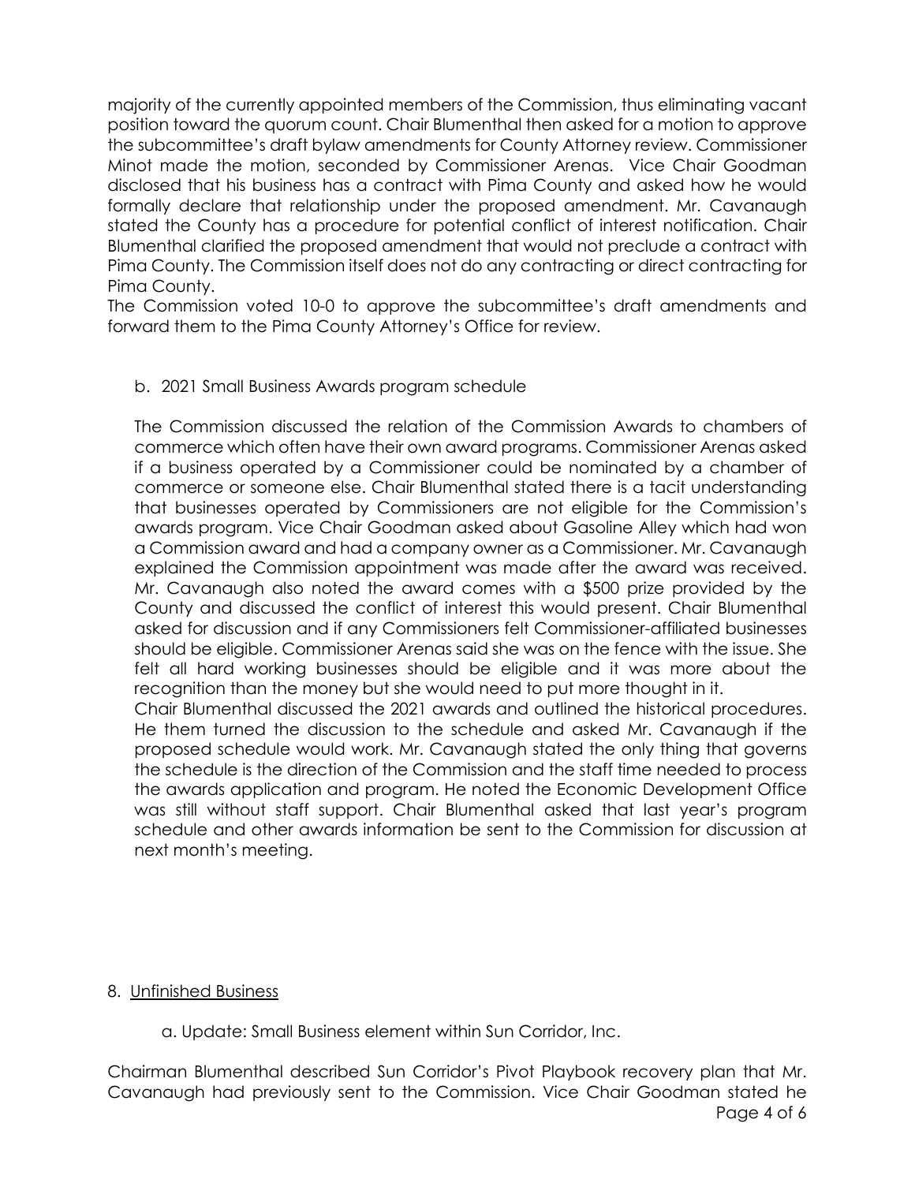majority of the currently appointed members of the Commission, thus eliminating vacant position toward the quorum count. Chair Blumenthal then asked for a motion to approve the subcommittee's draft bylaw amendments for County Attorney review. Commissioner Minot made the motion, seconded by Commissioner Arenas. Vice Chair Goodman disclosed that his business has a contract with Pima County and asked how he would formally declare that relationship under the proposed amendment. Mr. Cavanaugh stated the County has a procedure for potential conflict of interest notification. Chair Blumenthal clarified the proposed amendment that would not preclude a contract with Pima County. The Commission itself does not do any contracting or direct contracting for Pima County.

The Commission voted 10-0 to approve the subcommittee's draft amendments and forward them to the Pima County Attorney's Office for review.

b. 2021 Small Business Awards program schedule

The Commission discussed the relation of the Commission Awards to chambers of commerce which often have their own award programs. Commissioner Arenas asked if a business operated by a Commissioner could be nominated by a chamber of commerce or someone else. Chair Blumenthal stated there is a tacit understanding that businesses operated by Commissioners are not eligible for the Commission's awards program. Vice Chair Goodman asked about Gasoline Alley which had won a Commission award and had a company owner as a Commissioner. Mr. Cavanaugh explained the Commission appointment was made after the award was received. Mr. Cavanaugh also noted the award comes with a $500 prize provided by the County and discussed the conflict of interest this would present. Chair Blumenthal asked for discussion and if any Commissioners felt Commissioner-affiliated businesses should be eligible. Commissioner Arenas said she was on the fence with the issue. She felt all hard working businesses should be eligible and it was more about the recognition than the money but she would need to put more thought in it.

Chair Blumenthal discussed the 2021 awards and outlined the historical procedures. He them turned the discussion to the schedule and asked Mr. Cavanaugh if the proposed schedule would work. Mr. Cavanaugh stated the only thing that governs the schedule is the direction of the Commission and the staff time needed to process the awards application and program. He noted the Economic Development Office was still without staff support. Chair Blumenthal asked that last year's program schedule and other awards information be sent to the Commission for discussion at next month's meeting.

8. Unfinished Business

a. Update: Small Business element within Sun Corridor, Inc.

Chairman Blumenthal described Sun Corridor's Pivot Playbook recovery plan that Mr. Cavanaugh had previously sent to the Commission. Vice Chair Goodman stated he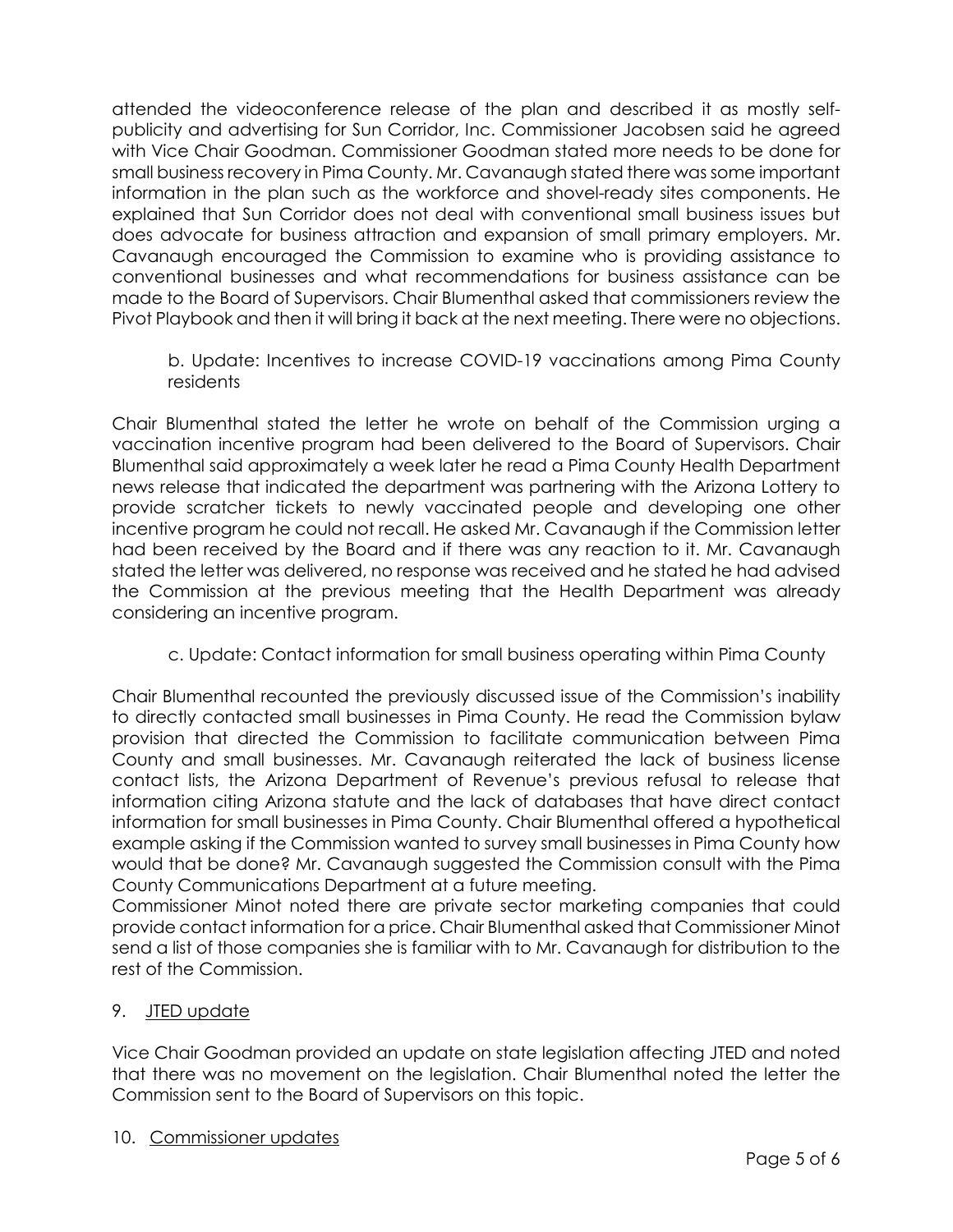attended the videoconference release of the plan and described it as mostly self-publicity and advertising for Sun Corridor, Inc. Commissioner Jacobsen said he agreed with Vice Chair Goodman. Commissioner Goodman stated more needs to be done for small business recovery in Pima County. Mr. Cavanaugh stated there was some important information in the plan such as the workforce and shovel-ready sites components. He explained that Sun Corridor does not deal with conventional small business issues but does advocate for business attraction and expansion of small primary employers. Mr. Cavanaugh encouraged the Commission to examine who is providing assistance to conventional businesses and what recommendations for business assistance can be made to the Board of Supervisors. Chair Blumenthal asked that commissioners review the Pivot Playbook and then it will bring it back at the next meeting. There were no objections.

b. Update: Incentives to increase COVID-19 vaccinations among Pima County residents

Chair Blumenthal stated the letter he wrote on behalf of the Commission urging a vaccination incentive program had been delivered to the Board of Supervisors. Chair Blumenthal said approximately a week later he read a Pima County Health Department news release that indicated the department was partnering with the Arizona Lottery to provide scratcher tickets to newly vaccinated people and developing one other incentive program he could not recall. He asked Mr. Cavanaugh if the Commission letter had been received by the Board and if there was any reaction to it. Mr. Cavanaugh stated the letter was delivered, no response was received and he stated he had advised the Commission at the previous meeting that the Health Department was already considering an incentive program.

c. Update: Contact information for small business operating within Pima County

Chair Blumenthal recounted the previously discussed issue of the Commission's inability to directly contacted small businesses in Pima County. He read the Commission bylaw provision that directed the Commission to facilitate communication between Pima County and small businesses. Mr. Cavanaugh reiterated the lack of business license contact lists, the Arizona Department of Revenue's previous refusal to release that information citing Arizona statute and the lack of databases that have direct contact information for small businesses in Pima County. Chair Blumenthal offered a hypothetical example asking if the Commission wanted to survey small businesses in Pima County how would that be done? Mr. Cavanaugh suggested the Commission consult with the Pima County Communications Department at a future meeting.

Commissioner Minot noted there are private sector marketing companies that could provide contact information for a price. Chair Blumenthal asked that Commissioner Minot send a list of those companies she is familiar with to Mr. Cavanaugh for distribution to the rest of the Commission.

9. JTED update

Vice Chair Goodman provided an update on state legislation affecting JTED and noted that there was no movement on the legislation. Chair Blumenthal noted the letter the Commission sent to the Board of Supervisors on this topic.

10. Commissioner updates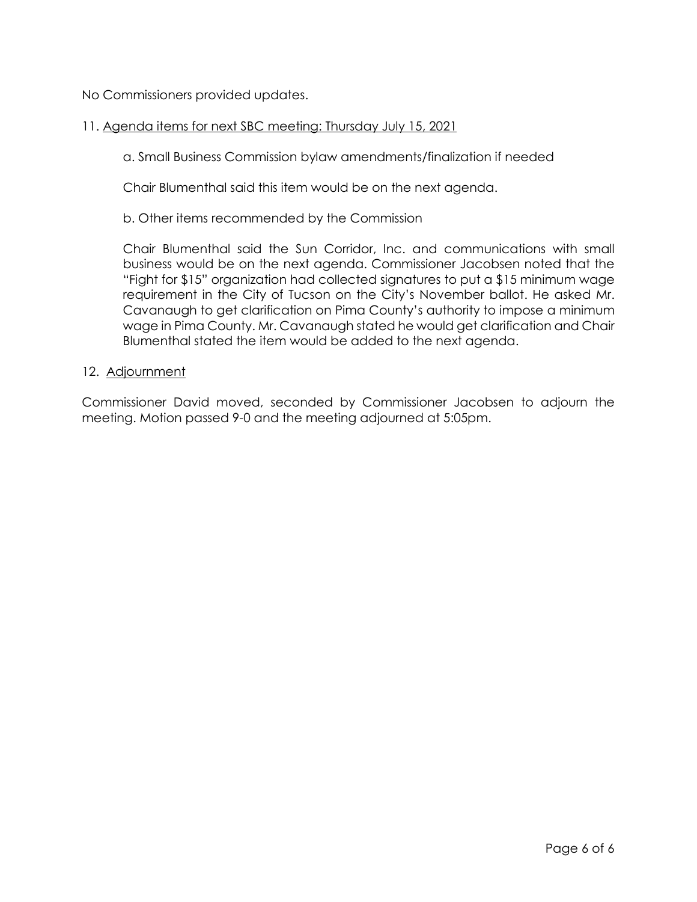No Commissioners provided updates.

11. Agenda items for next SBC meeting: Thursday July 15, 2021

    a. Small Business Commission bylaw amendments/finalization if needed

    Chair Blumenthal said this item would be on the next agenda.

    b. Other items recommended by the Commission

    Chair Blumenthal said the Sun Corridor, Inc. and communications with small business would be on the next agenda. Commissioner Jacobsen noted that the "Fight for $15" organization had collected signatures to put a $15 minimum wage requirement in the City of Tucson on the City's November ballot. He asked Mr. Cavanaugh to get clarification on Pima County's authority to impose a minimum wage in Pima County. Mr. Cavanaugh stated he would get clarification and Chair Blumenthal stated the item would be added to the next agenda.

12. Adjournment

Commissioner David moved, seconded by Commissioner Jacobsen to adjourn the meeting. Motion passed 9-0 and the meeting adjourned at 5:05pm.